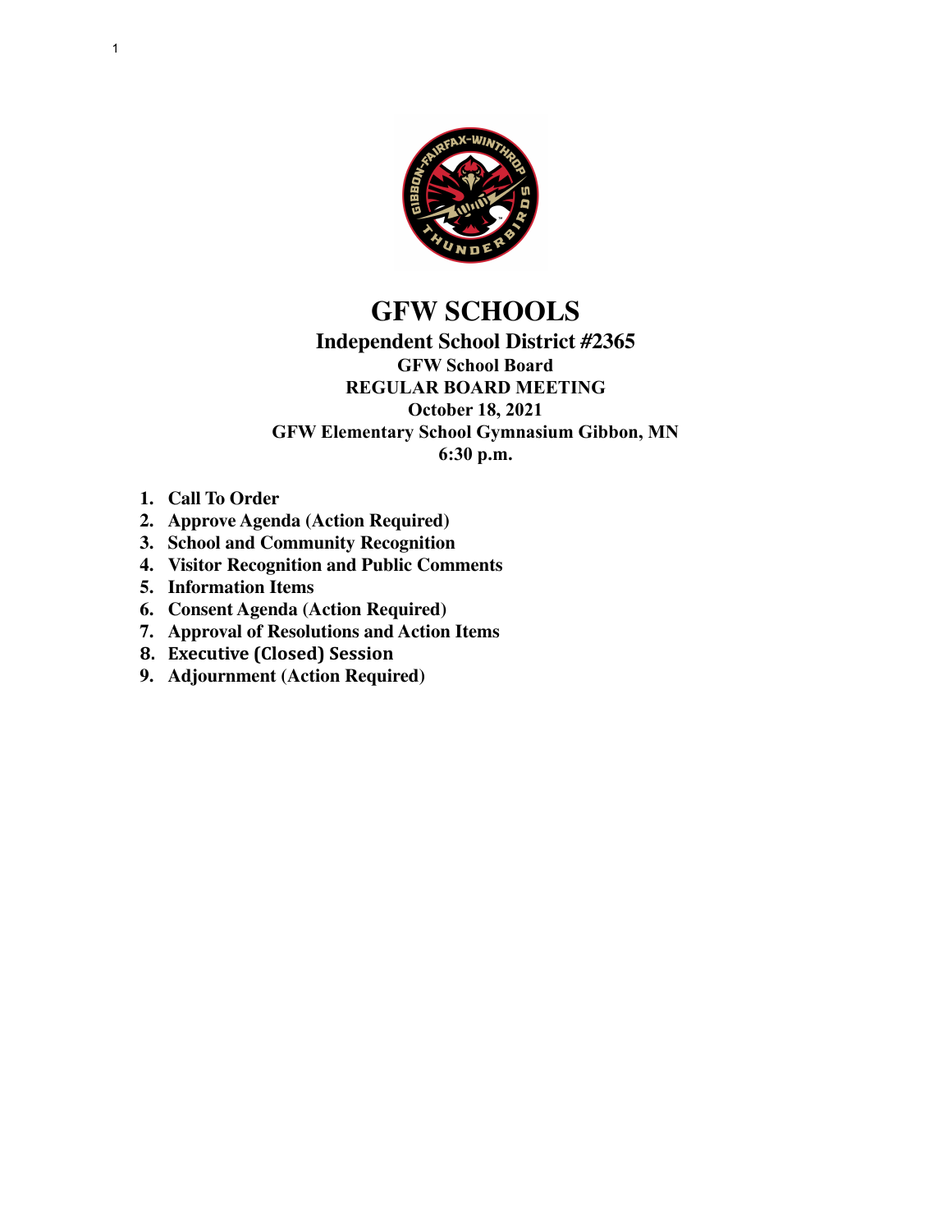# GFW SCHOOLS

## Independent School District #2365

**GFW School Board**
**REGULAR BOARD MEETING**
**October 18, 2021**
**GFW Elementary School Gymnasium Gibbon, MN**
**6:30 p.m.**

1. **Call To Order**
2. **Approve Agenda (Action Required)**
3. **School and Community Recognition**
4. **Visitor Recognition and Public Comments**
5. **Information Items**
6. **Consent Agenda (Action Required)**
7. **Approval of Resolutions and Action Items**
8. **Executive (Closed) Session**
9. **Adjournment (Action Required)**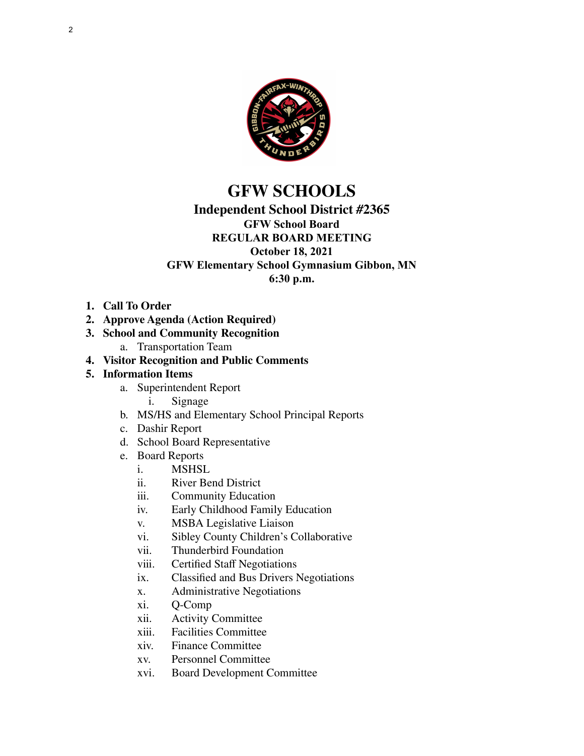# GFW SCHOOLS

## Independent School District #2365

### GFW School Board
### REGULAR BOARD MEETING
### October 18, 2021
### GFW Elementary School Gymnasium Gibbon, MN
### 6:30 p.m.

1. **Call To Order**
2. **Approve Agenda (Action Required)**
3. **School and Community Recognition**
   a. Transportation Team
4. **Visitor Recognition and Public Comments**
5. **Information Items**
   a. Superintendent Report
      i. Signage
   b. MS/HS and Elementary School Principal Reports
   c. Dashir Report
   d. School Board Representative
   e. Board Reports
      i. MSHSL
      ii. River Bend District
      iii. Community Education
      iv. Early Childhood Family Education
      v. MSBA Legislative Liaison
      vi. Sibley County Children's Collaborative
      vii. Thunderbird Foundation
      viii. Certified Staff Negotiations
      ix. Classified and Bus Drivers Negotiations
      x. Administrative Negotiations
      xi. Q-Comp
      xii. Activity Committee
      xiii. Facilities Committee
      xiv. Finance Committee
      xv. Personnel Committee
      xvi. Board Development Committee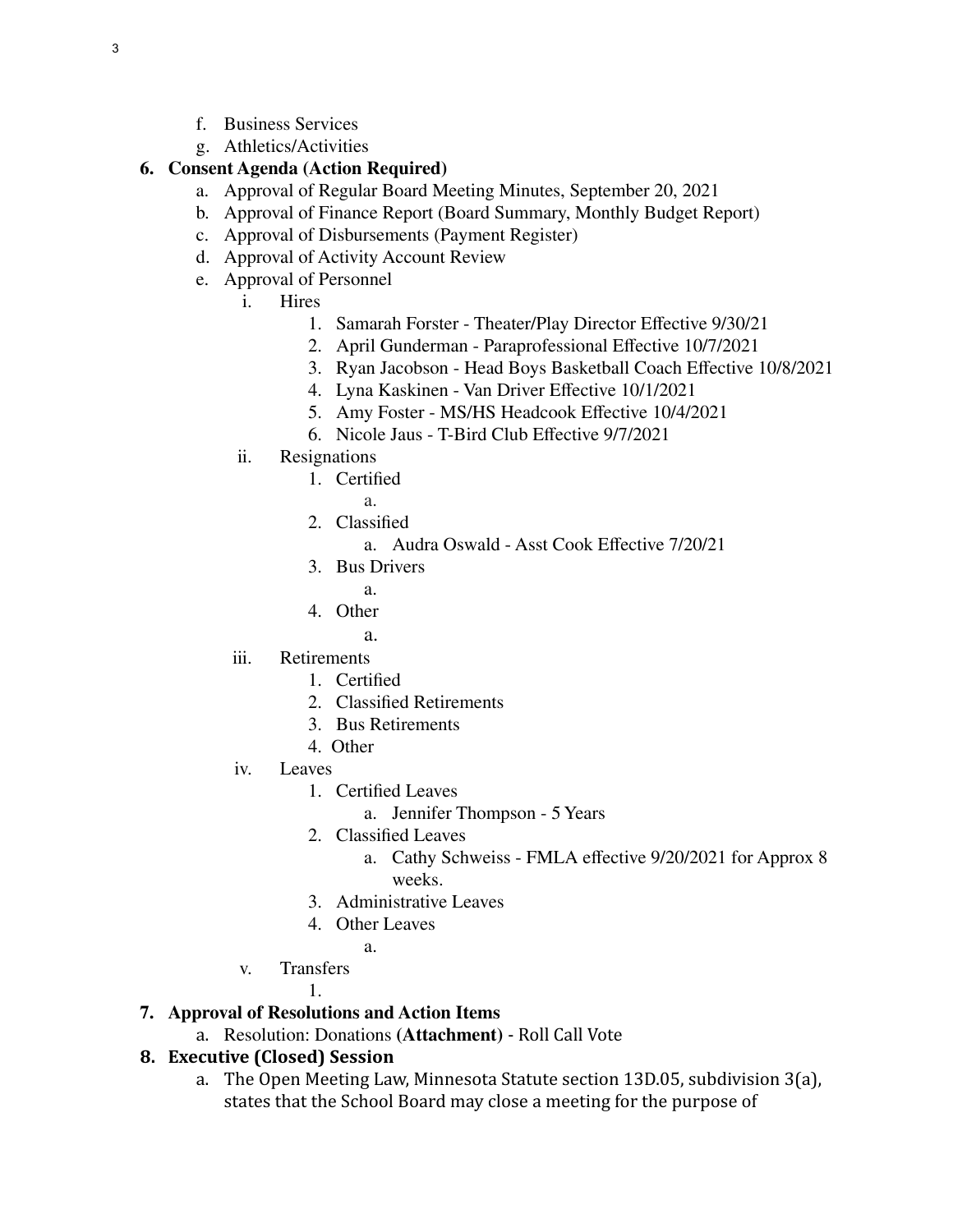f. Business Services
g. Athletics/Activities

**6. Consent Agenda (Action Required)**

a. Approval of Regular Board Meeting Minutes, September 20, 2021
b. Approval of Finance Report (Board Summary, Monthly Budget Report)
c. Approval of Disbursements (Payment Register)
d. Approval of Activity Account Review
e. Approval of Personnel
   i. Hires
      1. Samarah Forster - Theater/Play Director Effective 9/30/21
      2. April Gunderman - Paraprofessional Effective 10/7/2021
      3. Ryan Jacobson - Head Boys Basketball Coach Effective 10/8/2021
      4. Lyna Kaskinen - Van Driver Effective 10/1/2021
      5. Amy Foster - MS/HS Headcook Effective 10/4/2021
      6. Nicole Jaus - T-Bird Club Effective 9/7/2021
   ii. Resignations
      1. Certified
         a.
      2. Classified
         a. Audra Oswald - Asst Cook Effective 7/20/21
      3. Bus Drivers
         a.
      4. Other
         a.
   iii. Retirements
      1. Certified
      2. Classified Retirements
      3. Bus Retirements
      4. Other
   iv. Leaves
      1. Certified Leaves
         a. Jennifer Thompson - 5 Years
      2. Classified Leaves
         a. Cathy Schweiss - FMLA effective 9/20/2021 for Approx 8 weeks.
      3. Administrative Leaves
      4. Other Leaves
         a.
   v. Transfers
      1.

**7. Approval of Resolutions and Action Items**

a. Resolution: Donations **(Attachment)** - Roll Call Vote

**8. Executive (Closed) Session**

a. The Open Meeting Law, Minnesota Statute section 13D.05, subdivision 3(a), states that the School Board may close a meeting for the purpose of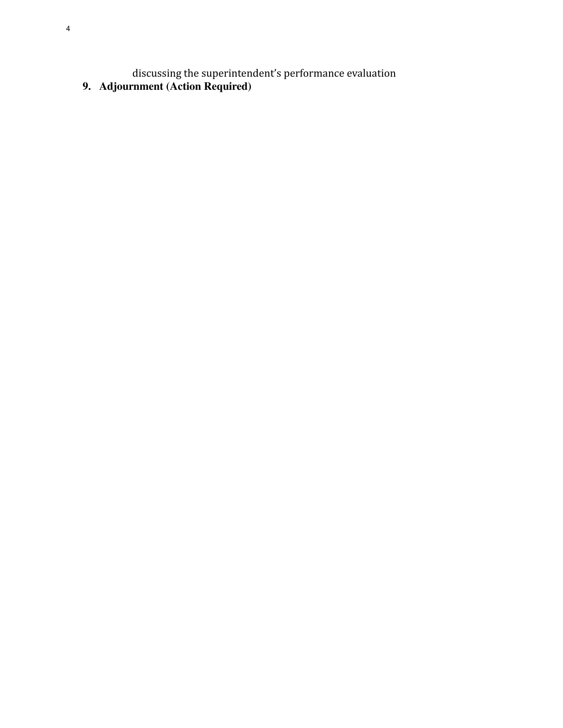discussing the superintendent's performance evaluation

9. **Adjournment (Action Required)**